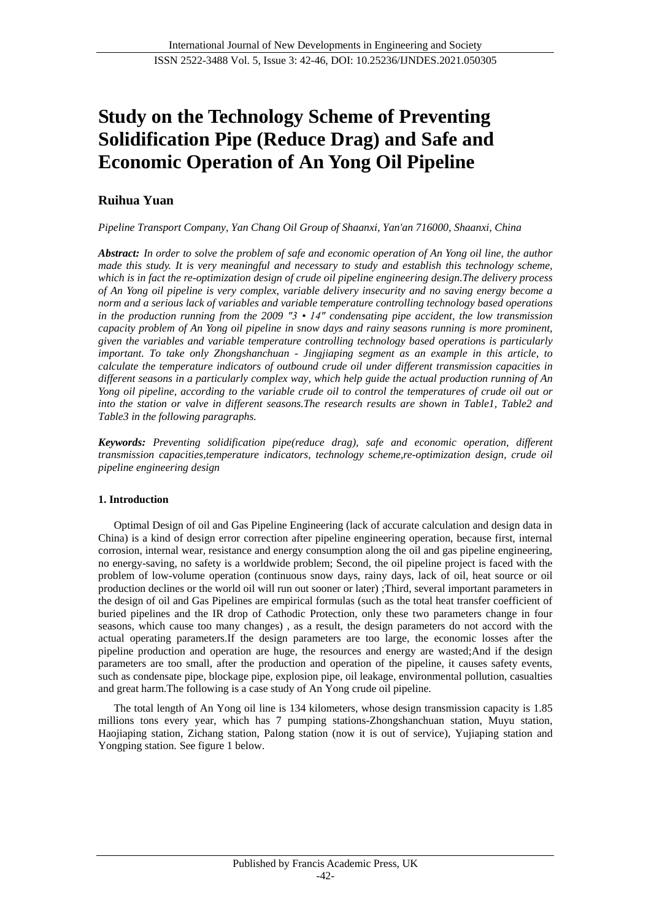# Study on the Technology Scheme of Preventing Solidification Pipe (Reduce Drag) and Safe and Economic Operation of An Yong Oil Pipeline

**Ruihua Yuan**

*Pipeline Transport Company, Yan Chang Oil Group of Shaanxi, Yan'an 716000, Shaanxi, China*

***Abstract:*** *In order to solve the problem of safe and economic operation of An Yong oil line, the author made this study. It is very meaningful and necessary to study and establish this technology scheme, which is in fact the re-optimization design of crude oil pipeline engineering design.The delivery process of An Yong oil pipeline is very complex, variable delivery insecurity and no saving energy become a norm and a serious lack of variables and variable temperature controlling technology based operations in the production running from the 2009 "3 • 14" condensating pipe accident, the low transmission capacity problem of An Yong oil pipeline in snow days and rainy seasons running is more prominent, given the variables and variable temperature controlling technology based operations is particularly important. To take only Zhongshanchuan - Jingjiaping segment as an example in this article, to calculate the temperature indicators of outbound crude oil under different transmission capacities in different seasons in a particularly complex way, which help guide the actual production running of An Yong oil pipeline, according to the variable crude oil to control the temperatures of crude oil out or into the station or valve in different seasons.The research results are shown in Table1, Table2 and Table3 in the following paragraphs.*

***Keywords:*** *Preventing solidification pipe(reduce drag), safe and economic operation, different transmission capacities,temperature indicators, technology scheme,re-optimization design, crude oil pipeline engineering design*

## 1. Introduction

Optimal Design of oil and Gas Pipeline Engineering (lack of accurate calculation and design data in China) is a kind of design error correction after pipeline engineering operation, because first, internal corrosion, internal wear, resistance and energy consumption along the oil and gas pipeline engineering, no energy-saving, no safety is a worldwide problem; Second, the oil pipeline project is faced with the problem of low-volume operation (continuous snow days, rainy days, lack of oil, heat source or oil production declines or the world oil will run out sooner or later) ;Third, several important parameters in the design of oil and Gas Pipelines are empirical formulas (such as the total heat transfer coefficient of buried pipelines and the IR drop of Cathodic Protection, only these two parameters change in four seasons, which cause too many changes) , as a result, the design parameters do not accord with the actual operating parameters.If the design parameters are too large, the economic losses after the pipeline production and operation are huge, the resources and energy are wasted;And if the design parameters are too small, after the production and operation of the pipeline, it causes safety events, such as condensate pipe, blockage pipe, explosion pipe, oil leakage, environmental pollution, casualties and great harm.The following is a case study of An Yong crude oil pipeline.

The total length of An Yong oil line is 134 kilometers, whose design transmission capacity is 1.85 millions tons every year, which has 7 pumping stations-Zhongshanchuan station, Muyu station, Haojiaping station, Zichang station, Palong station (now it is out of service), Yujiaping station and Yongping station. See figure 1 below.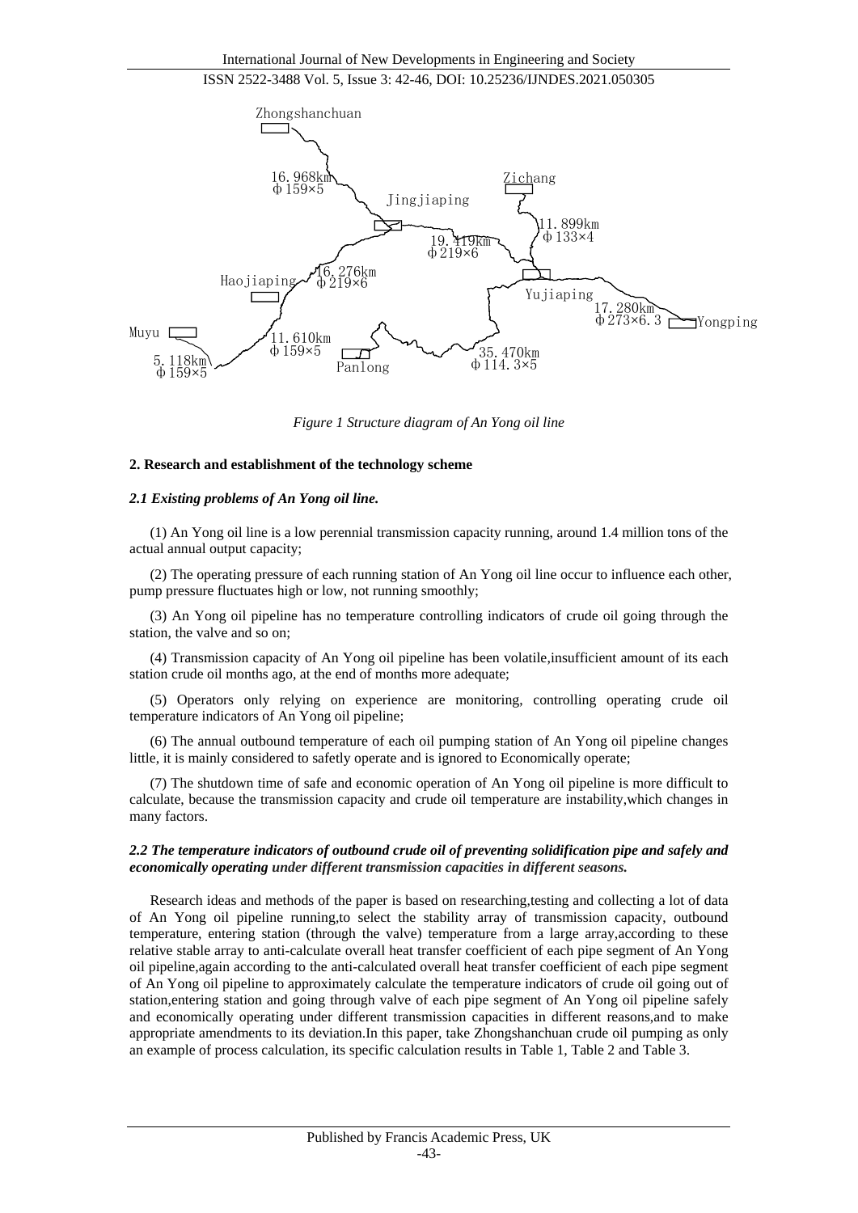Zhongshanchuan

16.968km
ϕ159×5

Zichang

Jingjiaping

11.899km
ϕ133×4

19.419km
ϕ219×6

16.276km
ϕ219×6

Haojiaping

Yujiaping

17.280km
ϕ273×6.3

Yongping

Muyu

11.610km
ϕ159×5

5.118km
ϕ159×5

Panlong

35.470km
ϕ114.3×5

*Figure 1 Structure diagram of An Yong oil line*

## 2. Research and establishment of the technology scheme

### *2.1 Existing problems of An Yong oil line.*

(1) An Yong oil line is a low perennial transmission capacity running, around 1.4 million tons of the actual annual output capacity;

(2) The operating pressure of each running station of An Yong oil line occur to influence each other, pump pressure fluctuates high or low, not running smoothly;

(3) An Yong oil pipeline has no temperature controlling indicators of crude oil going through the station, the valve and so on;

(4) Transmission capacity of An Yong oil pipeline has been volatile,insufficient amount of its each station crude oil months ago, at the end of months more adequate;

(5) Operators only relying on experience are monitoring, controlling operating crude oil temperature indicators of An Yong oil pipeline;

(6) The annual outbound temperature of each oil pumping station of An Yong oil pipeline changes little, it is mainly considered to safetly operate and is ignored to Economically operate;

(7) The shutdown time of safe and economic operation of An Yong oil pipeline is more difficult to calculate, because the transmission capacity and crude oil temperature are instability,which changes in many factors.

### *2.2 The temperature indicators of outbound crude oil of preventing solidification pipe and safely and economically operating under different transmission capacities in different seasons.*

Research ideas and methods of the paper is based on researching,testing and collecting a lot of data of An Yong oil pipeline running,to select the stability array of transmission capacity, outbound temperature, entering station (through the valve) temperature from a large array,according to these relative stable array to anti-calculate overall heat transfer coefficient of each pipe segment of An Yong oil pipeline,again according to the anti-calculated overall heat transfer coefficient of each pipe segment of An Yong oil pipeline to approximately calculate the temperature indicators of crude oil going out of station,entering station and going through valve of each pipe segment of An Yong oil pipeline safely and economically operating under different transmission capacities in different reasons,and to make appropriate amendments to its deviation.In this paper, take Zhongshanchuan crude oil pumping as only an example of process calculation, its specific calculation results in Table 1, Table 2 and Table 3.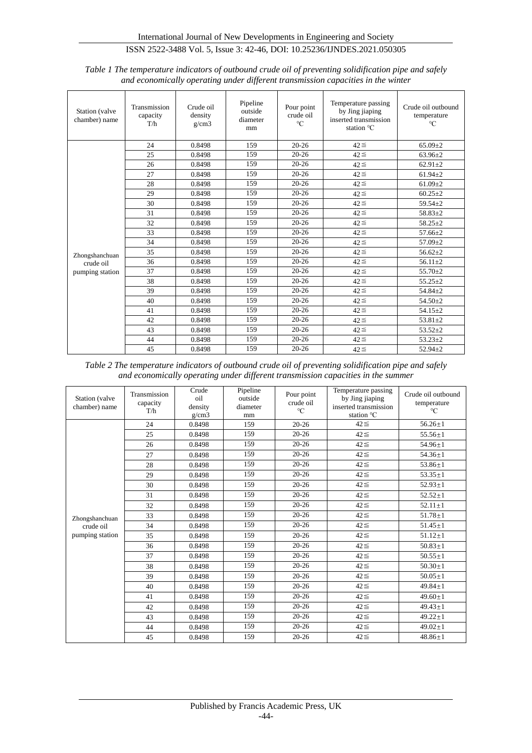*Table 1 The temperature indicators of outbound crude oil of preventing solidification pipe and safely and economically operating under different transmission capacities in the winter*

| Station (valve chamber) name | Transmission capacity T/h | Crude oil density g/cm3 | Pipeline outside diameter mm | Pour point crude oil ℃ | Temperature passing by Jing jiaping inserted transmission station ℃ | Crude oil outbound temperature ℃ |
|---|---|---|---|---|---|---|
| Zhongshanchuan crude oil pumping station | 24 | 0.8498 | 159 | 20-26 | 42≦ | 65.09±2 |
| | 25 | 0.8498 | 159 | 20-26 | 42≦ | 63.96±2 |
| | 26 | 0.8498 | 159 | 20-26 | 42≦ | 62.91±2 |
| | 27 | 0.8498 | 159 | 20-26 | 42≦ | 61.94±2 |
| | 28 | 0.8498 | 159 | 20-26 | 42≦ | 61.09±2 |
| | 29 | 0.8498 | 159 | 20-26 | 42≦ | 60.25±2 |
| | 30 | 0.8498 | 159 | 20-26 | 42≦ | 59.54±2 |
| | 31 | 0.8498 | 159 | 20-26 | 42≦ | 58.83±2 |
| | 32 | 0.8498 | 159 | 20-26 | 42≦ | 58.25±2 |
| | 33 | 0.8498 | 159 | 20-26 | 42≦ | 57.66±2 |
| | 34 | 0.8498 | 159 | 20-26 | 42≦ | 57.09±2 |
| | 35 | 0.8498 | 159 | 20-26 | 42≦ | 56.62±2 |
| | 36 | 0.8498 | 159 | 20-26 | 42≦ | 56.11±2 |
| | 37 | 0.8498 | 159 | 20-26 | 42≦ | 55.70±2 |
| | 38 | 0.8498 | 159 | 20-26 | 42≦ | 55.25±2 |
| | 39 | 0.8498 | 159 | 20-26 | 42≦ | 54.84±2 |
| | 40 | 0.8498 | 159 | 20-26 | 42≦ | 54.50±2 |
| | 41 | 0.8498 | 159 | 20-26 | 42≦ | 54.15±2 |
| | 42 | 0.8498 | 159 | 20-26 | 42≦ | 53.81±2 |
| | 43 | 0.8498 | 159 | 20-26 | 42≦ | 53.52±2 |
| | 44 | 0.8498 | 159 | 20-26 | 42≦ | 53.23±2 |
| | 45 | 0.8498 | 159 | 20-26 | 42≦ | 52.94±2 |

*Table 2 The temperature indicators of outbound crude oil of preventing solidification pipe and safely and economically operating under different transmission capacities in the summer*

| Station (valve chamber) name | Transmission capacity T/h | Crude oil density g/cm3 | Pipeline outside diameter mm | Pour point crude oil ℃ | Temperature passing by Jing jiaping inserted transmission station ℃ | Crude oil outbound temperature ℃ |
|---|---|---|---|---|---|---|
| Zhongshanchuan crude oil pumping station | 24 | 0.8498 | 159 | 20-26 | 42≦ | 56.26±1 |
| | 25 | 0.8498 | 159 | 20-26 | 42≦ | 55.56±1 |
| | 26 | 0.8498 | 159 | 20-26 | 42≦ | 54.96±1 |
| | 27 | 0.8498 | 159 | 20-26 | 42≦ | 54.36±1 |
| | 28 | 0.8498 | 159 | 20-26 | 42≦ | 53.86±1 |
| | 29 | 0.8498 | 159 | 20-26 | 42≦ | 53.35±1 |
| | 30 | 0.8498 | 159 | 20-26 | 42≦ | 52.93±1 |
| | 31 | 0.8498 | 159 | 20-26 | 42≦ | 52.52±1 |
| | 32 | 0.8498 | 159 | 20-26 | 42≦ | 52.11±1 |
| | 33 | 0.8498 | 159 | 20-26 | 42≦ | 51.78±1 |
| | 34 | 0.8498 | 159 | 20-26 | 42≦ | 51.45±1 |
| | 35 | 0.8498 | 159 | 20-26 | 42≦ | 51.12±1 |
| | 36 | 0.8498 | 159 | 20-26 | 42≦ | 50.83±1 |
| | 37 | 0.8498 | 159 | 20-26 | 42≦ | 50.55±1 |
| | 38 | 0.8498 | 159 | 20-26 | 42≦ | 50.30±1 |
| | 39 | 0.8498 | 159 | 20-26 | 42≦ | 50.05±1 |
| | 40 | 0.8498 | 159 | 20-26 | 42≦ | 49.84±1 |
| | 41 | 0.8498 | 159 | 20-26 | 42≦ | 49.60±1 |
| | 42 | 0.8498 | 159 | 20-26 | 42≦ | 49.43±1 |
| | 43 | 0.8498 | 159 | 20-26 | 42≦ | 49.22±1 |
| | 44 | 0.8498 | 159 | 20-26 | 42≦ | 49.02±1 |
| | 45 | 0.8498 | 159 | 20-26 | 42≦ | 48.86±1 |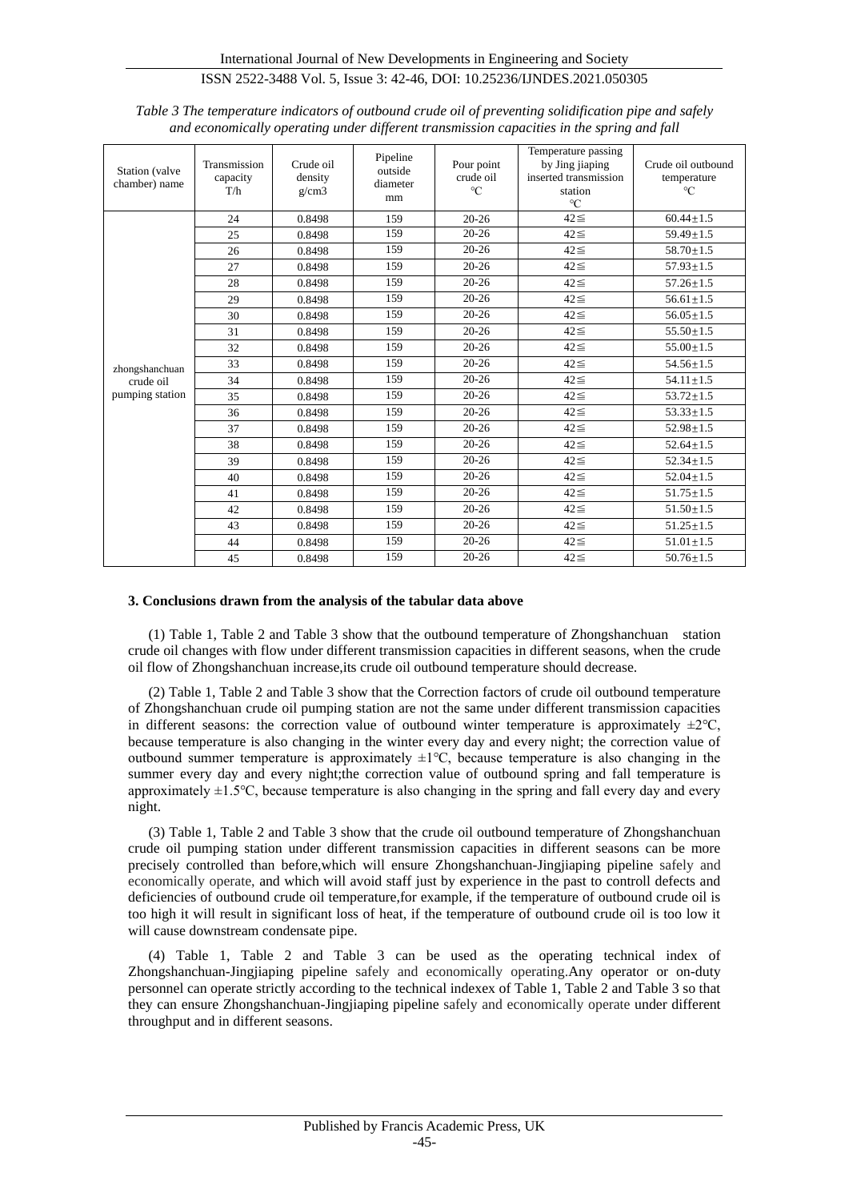*Table 3 The temperature indicators of outbound crude oil of preventing solidification pipe and safely and economically operating under different transmission capacities in the spring and fall*

| Station (valve chamber) name | Transmission capacity T/h | Crude oil density g/cm3 | Pipeline outside diameter mm | Pour point crude oil ℃ | Temperature passing by Jing jiaping inserted transmission station ℃ | Crude oil outbound temperature ℃ |
|---|---|---|---|---|---|---|
| zhongshanchuan crude oil pumping station | 24 | 0.8498 | 159 | 20-26 | 42≦ | 60.44±1.5 |
| | 25 | 0.8498 | 159 | 20-26 | 42≦ | 59.49±1.5 |
| | 26 | 0.8498 | 159 | 20-26 | 42≦ | 58.70±1.5 |
| | 27 | 0.8498 | 159 | 20-26 | 42≦ | 57.93±1.5 |
| | 28 | 0.8498 | 159 | 20-26 | 42≦ | 57.26±1.5 |
| | 29 | 0.8498 | 159 | 20-26 | 42≦ | 56.61±1.5 |
| | 30 | 0.8498 | 159 | 20-26 | 42≦ | 56.05±1.5 |
| | 31 | 0.8498 | 159 | 20-26 | 42≦ | 55.50±1.5 |
| | 32 | 0.8498 | 159 | 20-26 | 42≦ | 55.00±1.5 |
| | 33 | 0.8498 | 159 | 20-26 | 42≦ | 54.56±1.5 |
| | 34 | 0.8498 | 159 | 20-26 | 42≦ | 54.11±1.5 |
| | 35 | 0.8498 | 159 | 20-26 | 42≦ | 53.72±1.5 |
| | 36 | 0.8498 | 159 | 20-26 | 42≦ | 53.33±1.5 |
| | 37 | 0.8498 | 159 | 20-26 | 42≦ | 52.98±1.5 |
| | 38 | 0.8498 | 159 | 20-26 | 42≦ | 52.64±1.5 |
| | 39 | 0.8498 | 159 | 20-26 | 42≦ | 52.34±1.5 |
| | 40 | 0.8498 | 159 | 20-26 | 42≦ | 52.04±1.5 |
| | 41 | 0.8498 | 159 | 20-26 | 42≦ | 51.75±1.5 |
| | 42 | 0.8498 | 159 | 20-26 | 42≦ | 51.50±1.5 |
| | 43 | 0.8498 | 159 | 20-26 | 42≦ | 51.25±1.5 |
| | 44 | 0.8498 | 159 | 20-26 | 42≦ | 51.01±1.5 |
| | 45 | 0.8498 | 159 | 20-26 | 42≦ | 50.76±1.5 |

## 3. Conclusions drawn from the analysis of the tabular data above

(1) Table 1, Table 2 and Table 3 show that the outbound temperature of Zhongshanchuan station crude oil changes with flow under different transmission capacities in different seasons, when the crude oil flow of Zhongshanchuan increase,its crude oil outbound temperature should decrease.

(2) Table 1, Table 2 and Table 3 show that the Correction factors of crude oil outbound temperature of Zhongshanchuan crude oil pumping station are not the same under different transmission capacities in different seasons: the correction value of outbound winter temperature is approximately ±2℃, because temperature is also changing in the winter every day and every night; the correction value of outbound summer temperature is approximately ±1℃, because temperature is also changing in the summer every day and every night;the correction value of outbound spring and fall temperature is approximately ±1.5℃, because temperature is also changing in the spring and fall every day and every night.

(3) Table 1, Table 2 and Table 3 show that the crude oil outbound temperature of Zhongshanchuan crude oil pumping station under different transmission capacities in different seasons can be more precisely controlled than before,which will ensure Zhongshanchuan-Jingjiaping pipeline safely and economically operate, and which will avoid staff just by experience in the past to controll defects and deficiencies of outbound crude oil temperature,for example, if the temperature of outbound crude oil is too high it will result in significant loss of heat, if the temperature of outbound crude oil is too low it will cause downstream condensate pipe.

(4) Table 1, Table 2 and Table 3 can be used as the operating technical index of Zhongshanchuan-Jingjiaping pipeline safely and economically operating.Any operator or on-duty personnel can operate strictly according to the technical indexex of Table 1, Table 2 and Table 3 so that they can ensure Zhongshanchuan-Jingjiaping pipeline safely and economically operate under different throughput and in different seasons.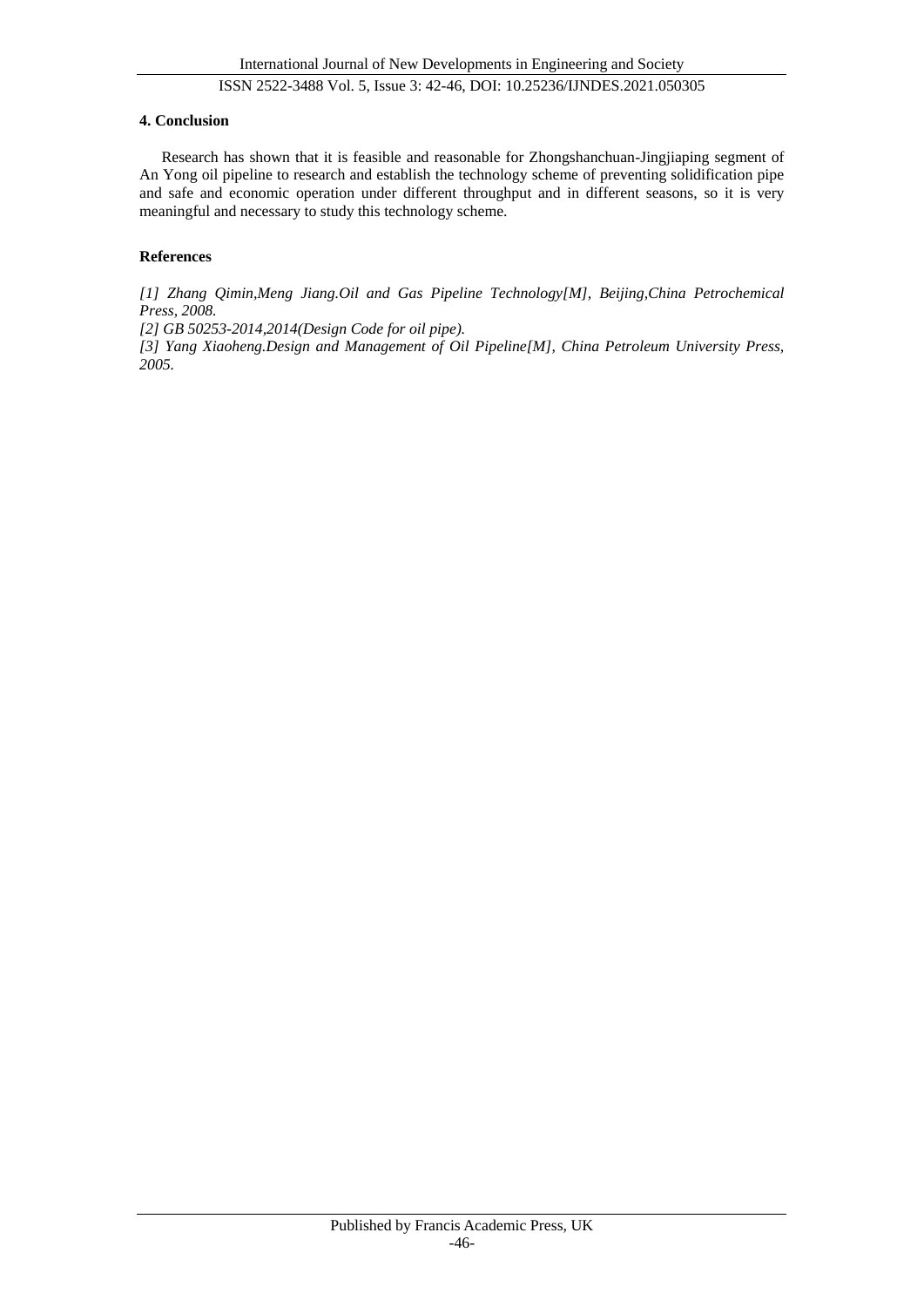## 4. Conclusion

Research has shown that it is feasible and reasonable for Zhongshanchuan-Jingjiaping segment of An Yong oil pipeline to research and establish the technology scheme of preventing solidification pipe and safe and economic operation under different throughput and in different seasons, so it is very meaningful and necessary to study this technology scheme.

## References

*[1] Zhang Qimin,Meng Jiang.Oil and Gas Pipeline Technology[M], Beijing,China Petrochemical Press, 2008.*

*[2] GB 50253-2014,2014(Design Code for oil pipe).*

*[3] Yang Xiaoheng.Design and Management of Oil Pipeline[M], China Petroleum University Press, 2005.*